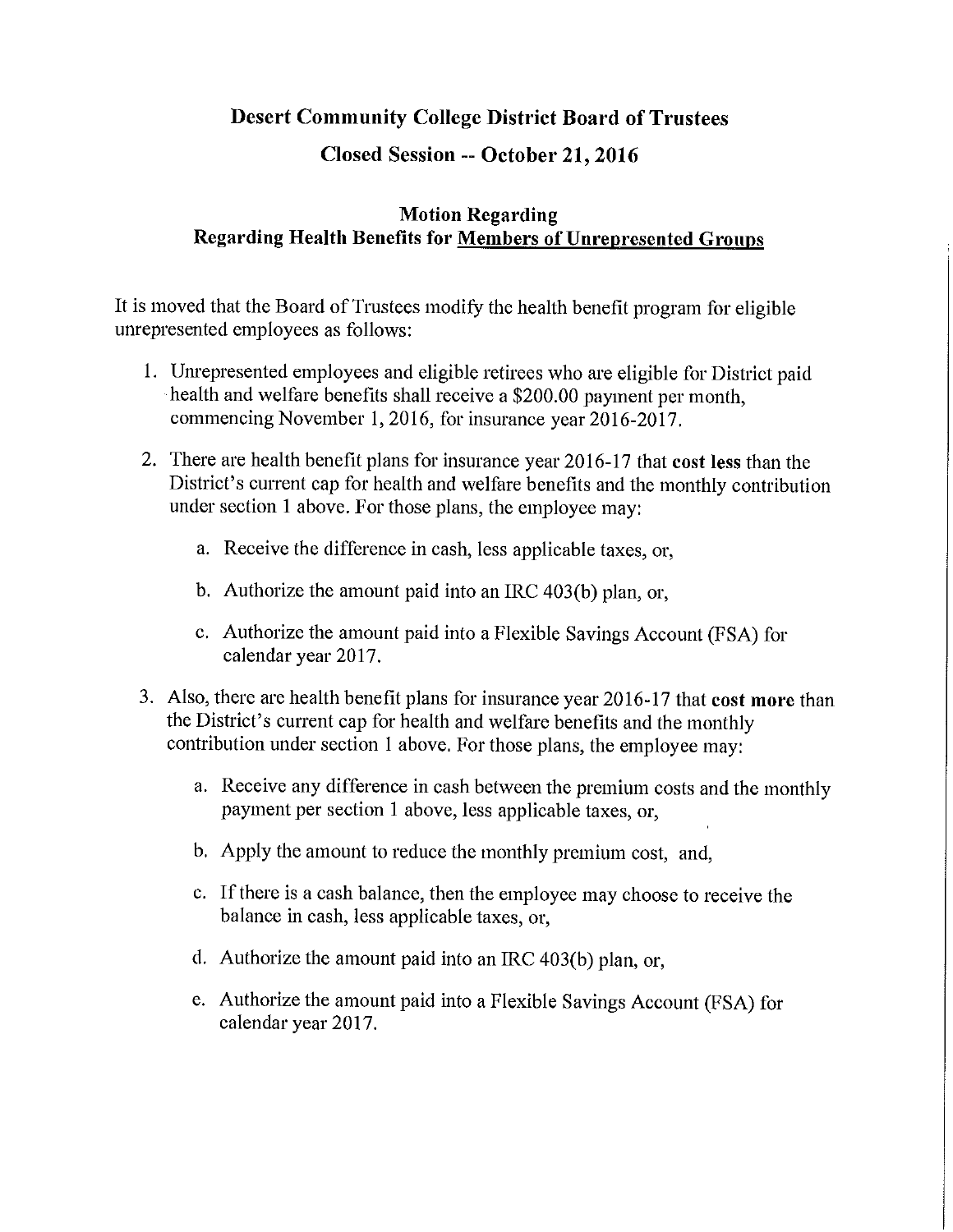# Desert Community College District Board of Trustees

## Closed Session -- October 21, 2016

### Motion Regarding
### Regarding Health Benefits for Members of Unrepresented Groups

It is moved that the Board of Trustees modify the health benefit program for eligible unrepresented employees as follows:

1. Unrepresented employees and eligible retirees who are eligible for District paid health and welfare benefits shall receive a $200.00 payment per month, commencing November 1, 2016, for insurance year 2016-2017.

2. There are health benefit plans for insurance year 2016-17 that **cost less** than the District's current cap for health and welfare benefits and the monthly contribution under section 1 above. For those plans, the employee may:

   a. Receive the difference in cash, less applicable taxes, or,

   b. Authorize the amount paid into an IRC 403(b) plan, or,

   c. Authorize the amount paid into a Flexible Savings Account (FSA) for calendar year 2017.

3. Also, there are health benefit plans for insurance year 2016-17 that **cost more** than the District's current cap for health and welfare benefits and the monthly contribution under section 1 above. For those plans, the employee may:

   a. Receive any difference in cash between the premium costs and the monthly payment per section 1 above, less applicable taxes, or,

   b. Apply the amount to reduce the monthly premium cost, and,

   c. If there is a cash balance, then the employee may choose to receive the balance in cash, less applicable taxes, or,

   d. Authorize the amount paid into an IRC 403(b) plan, or,

   e. Authorize the amount paid into a Flexible Savings Account (FSA) for calendar year 2017.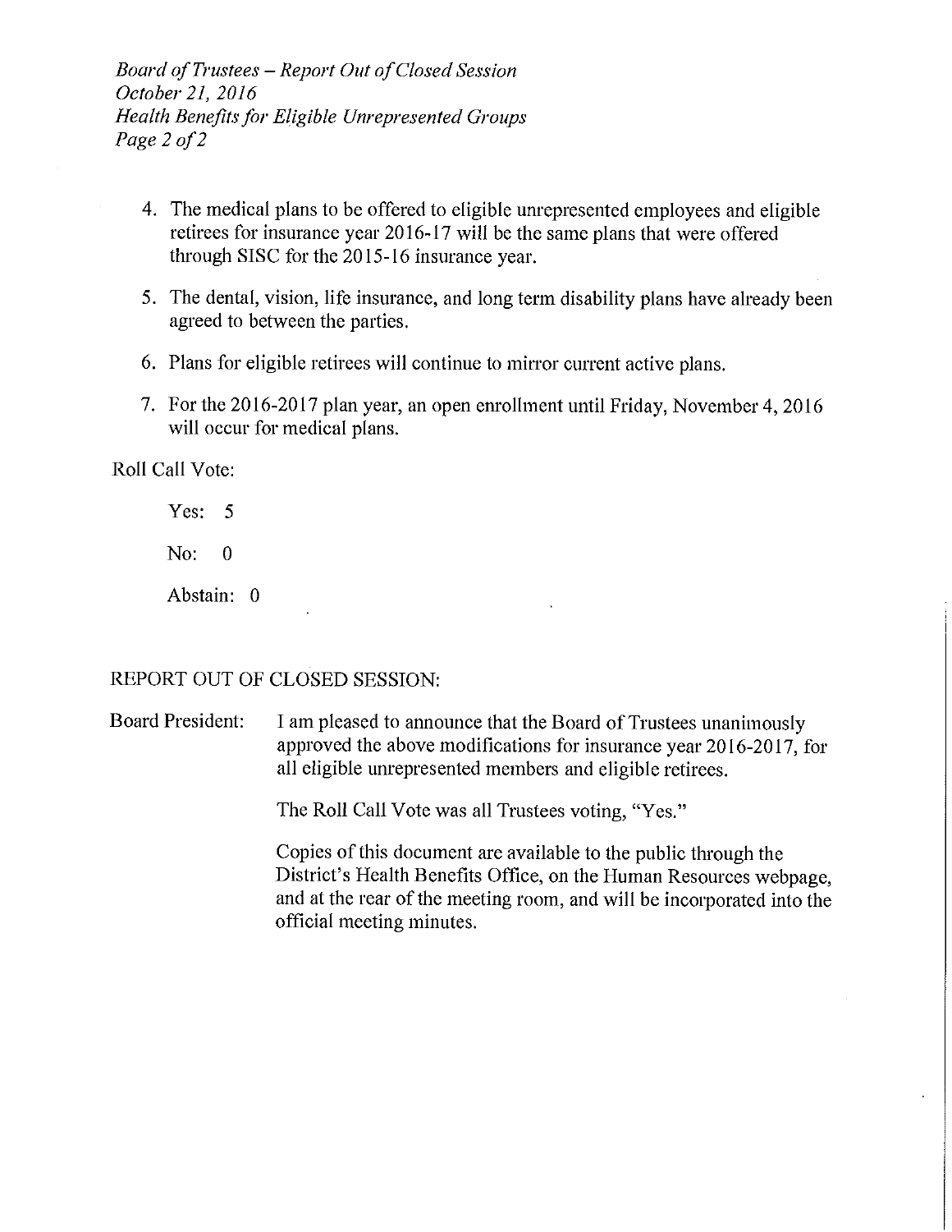4. The medical plans to be offered to eligible unrepresented employees and eligible retirees for insurance year 2016-17 will be the same plans that were offered through SISC for the 2015-16 insurance year.

5. The dental, vision, life insurance, and long term disability plans have already been agreed to between the parties.

6. Plans for eligible retirees will continue to mirror current active plans.

7. For the 2016-2017 plan year, an open enrollment until Friday, November 4, 2016 will occur for medical plans.

Roll Call Vote:

Yes: 5

No: 0

Abstain: 0

REPORT OUT OF CLOSED SESSION:

Board President: I am pleased to announce that the Board of Trustees unanimously approved the above modifications for insurance year 2016-2017, for all eligible unrepresented members and eligible retirees.

The Roll Call Vote was all Trustees voting, "Yes."

Copies of this document are available to the public through the District's Health Benefits Office, on the Human Resources webpage, and at the rear of the meeting room, and will be incorporated into the official meeting minutes.